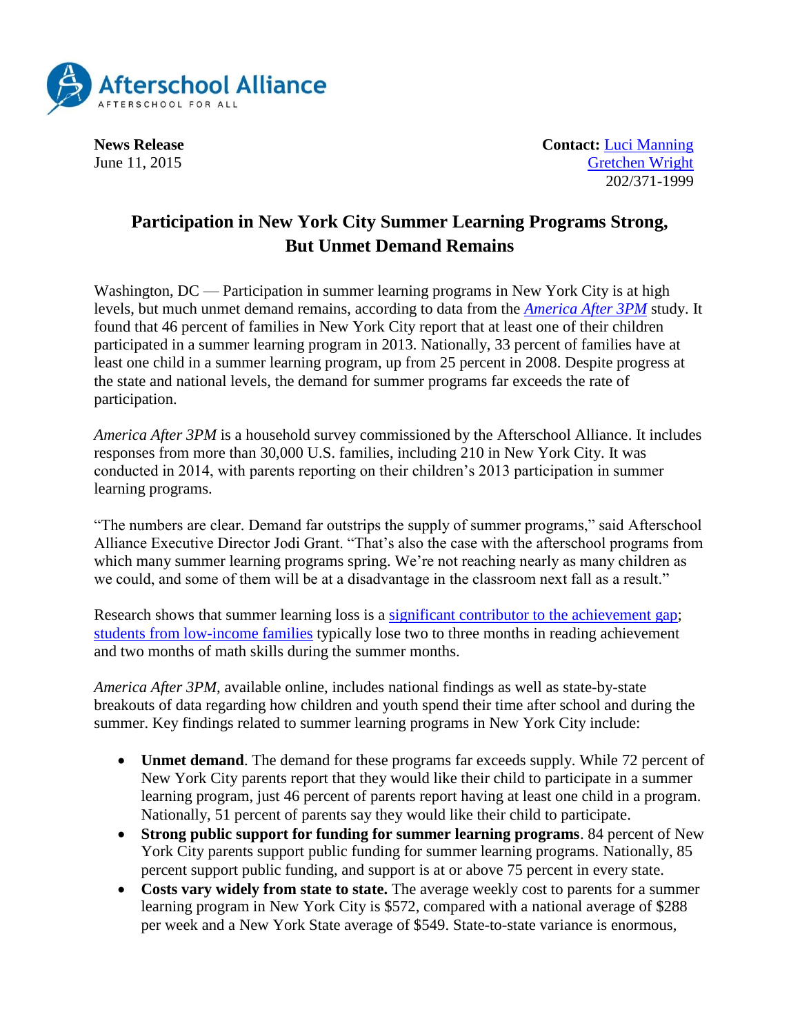Afterschool Alliance
AFTERSCHOOL FOR ALL

**News Release**
June 11, 2015

**Contact:** Luci Manning
Gretchen Wright
202/371-1999

# Participation in New York City Summer Learning Programs Strong, But Unmet Demand Remains

Washington, DC — Participation in summer learning programs in New York City is at high levels, but much unmet demand remains, according to data from the *America After 3PM* study. It found that 46 percent of families in New York City report that at least one of their children participated in a summer learning program in 2013. Nationally, 33 percent of families have at least one child in a summer learning program, up from 25 percent in 2008. Despite progress at the state and national levels, the demand for summer programs far exceeds the rate of participation.

*America After 3PM* is a household survey commissioned by the Afterschool Alliance. It includes responses from more than 30,000 U.S. families, including 210 in New York City. It was conducted in 2014, with parents reporting on their children's 2013 participation in summer learning programs.

"The numbers are clear. Demand far outstrips the supply of summer programs," said Afterschool Alliance Executive Director Jodi Grant. "That's also the case with the afterschool programs from which many summer learning programs spring. We're not reaching nearly as many children as we could, and some of them will be at a disadvantage in the classroom next fall as a result."

Research shows that summer learning loss is a significant contributor to the achievement gap; students from low-income families typically lose two to three months in reading achievement and two months of math skills during the summer months.

*America After 3PM*, available online, includes national findings as well as state-by-state breakouts of data regarding how children and youth spend their time after school and during the summer. Key findings related to summer learning programs in New York City include:

- **Unmet demand**. The demand for these programs far exceeds supply. While 72 percent of New York City parents report that they would like their child to participate in a summer learning program, just 46 percent of parents report having at least one child in a program. Nationally, 51 percent of parents say they would like their child to participate.
- **Strong public support for funding for summer learning programs**. 84 percent of New York City parents support public funding for summer learning programs. Nationally, 85 percent support public funding, and support is at or above 75 percent in every state.
- **Costs vary widely from state to state.** The average weekly cost to parents for a summer learning program in New York City is $572, compared with a national average of $288 per week and a New York State average of $549. State-to-state variance is enormous,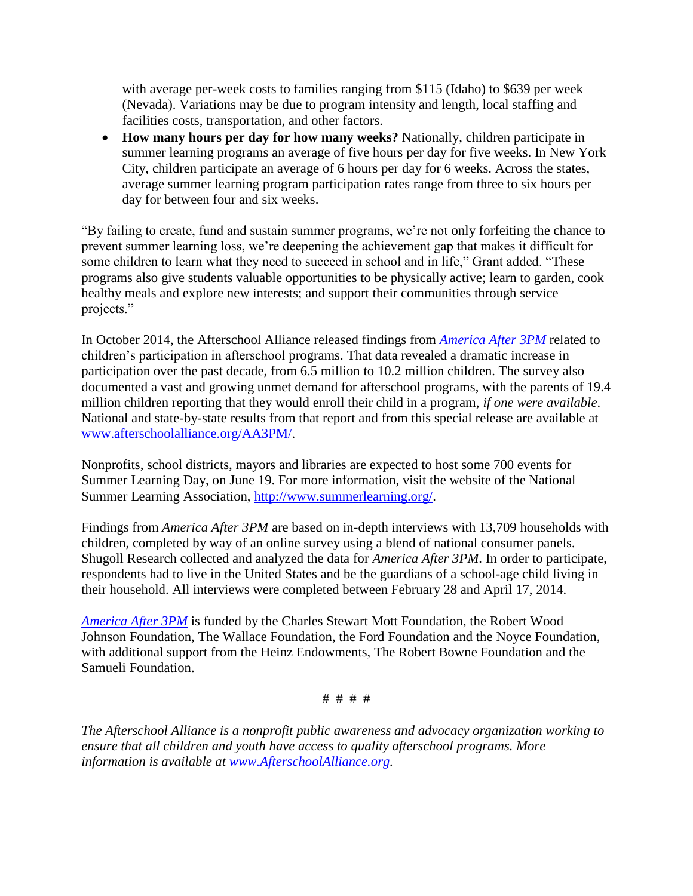with average per-week costs to families ranging from $115 (Idaho) to $639 per week (Nevada). Variations may be due to program intensity and length, local staffing and facilities costs, transportation, and other factors.

- **How many hours per day for how many weeks?** Nationally, children participate in summer learning programs an average of five hours per day for five weeks. In New York City, children participate an average of 6 hours per day for 6 weeks. Across the states, average summer learning program participation rates range from three to six hours per day for between four and six weeks.

"By failing to create, fund and sustain summer programs, we're not only forfeiting the chance to prevent summer learning loss, we're deepening the achievement gap that makes it difficult for some children to learn what they need to succeed in school and in life," Grant added. "These programs also give students valuable opportunities to be physically active; learn to garden, cook healthy meals and explore new interests; and support their communities through service projects."

In October 2014, the Afterschool Alliance released findings from [*America After 3PM*](#) related to children's participation in afterschool programs. That data revealed a dramatic increase in participation over the past decade, from 6.5 million to 10.2 million children. The survey also documented a vast and growing unmet demand for afterschool programs, with the parents of 19.4 million children reporting that they would enroll their child in a program, *if one were available*. National and state-by-state results from that report and from this special release are available at [www.afterschoolalliance.org/AA3PM/](http://www.afterschoolalliance.org/AA3PM/).

Nonprofits, school districts, mayors and libraries are expected to host some 700 events for Summer Learning Day, on June 19. For more information, visit the website of the National Summer Learning Association, [http://www.summerlearning.org/](http://www.summerlearning.org/).

Findings from *America After 3PM* are based on in-depth interviews with 13,709 households with children, completed by way of an online survey using a blend of national consumer panels. Shugoll Research collected and analyzed the data for *America After 3PM*. In order to participate, respondents had to live in the United States and be the guardians of a school-age child living in their household. All interviews were completed between February 28 and April 17, 2014.

[*America After 3PM*](#) is funded by the Charles Stewart Mott Foundation, the Robert Wood Johnson Foundation, The Wallace Foundation, the Ford Foundation and the Noyce Foundation, with additional support from the Heinz Endowments, The Robert Bowne Foundation and the Samueli Foundation.

# # # #

*The Afterschool Alliance is a nonprofit public awareness and advocacy organization working to ensure that all children and youth have access to quality afterschool programs. More information is available at [www.AfterschoolAlliance.org](http://www.AfterschoolAlliance.org).*